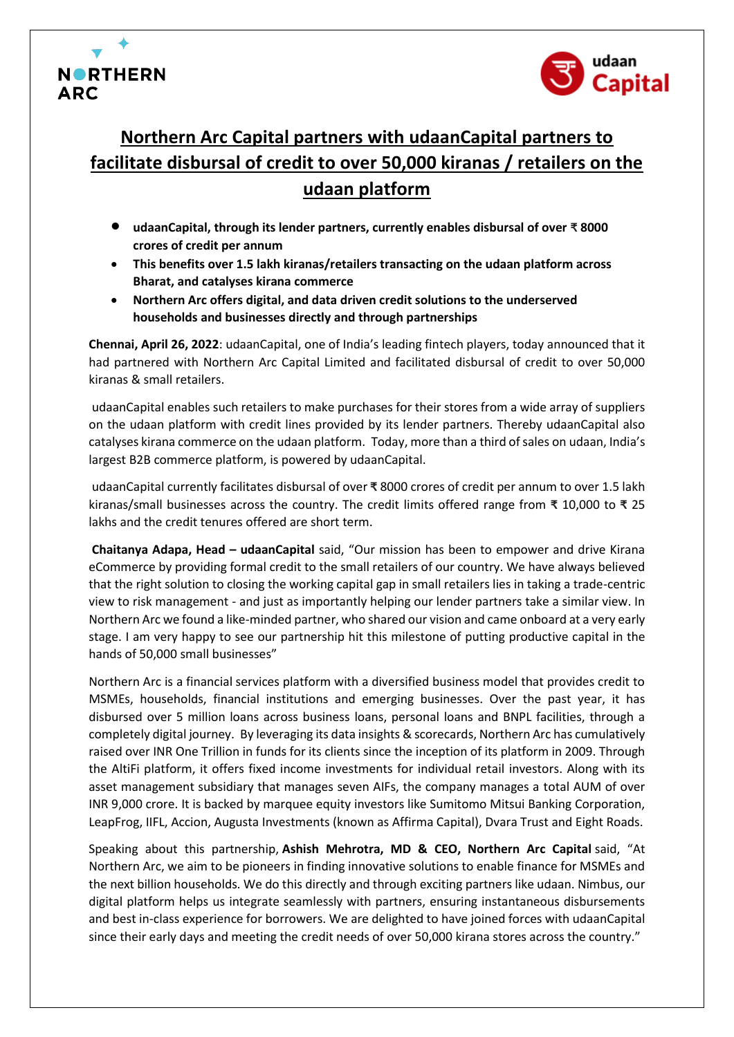# Northern Arc Capital partners with udaanCapital partners to facilitate disbursal of credit to over 50,000 kiranas / retailers on the udaan platform

- **udaanCapital, through its lender partners, currently enables disbursal of over ₹ 8000 crores of credit per annum**
- **This benefits over 1.5 lakh kiranas/retailers transacting on the udaan platform across Bharat, and catalyses kirana commerce**
- **Northern Arc offers digital, and data driven credit solutions to the underserved households and businesses directly and through partnerships**

**Chennai, April 26, 2022**: udaanCapital, one of India's leading fintech players, today announced that it had partnered with Northern Arc Capital Limited and facilitated disbursal of credit to over 50,000 kiranas & small retailers.

udaanCapital enables such retailers to make purchases for their stores from a wide array of suppliers on the udaan platform with credit lines provided by its lender partners. Thereby udaanCapital also catalyses kirana commerce on the udaan platform. Today, more than a third of sales on udaan, India's largest B2B commerce platform, is powered by udaanCapital.

udaanCapital currently facilitates disbursal of over ₹ 8000 crores of credit per annum to over 1.5 lakh kiranas/small businesses across the country. The credit limits offered range from ₹ 10,000 to ₹ 25 lakhs and the credit tenures offered are short term.

**Chaitanya Adapa, Head – udaanCapital** said, "Our mission has been to empower and drive Kirana eCommerce by providing formal credit to the small retailers of our country. We have always believed that the right solution to closing the working capital gap in small retailers lies in taking a trade-centric view to risk management - and just as importantly helping our lender partners take a similar view. In Northern Arc we found a like-minded partner, who shared our vision and came onboard at a very early stage. I am very happy to see our partnership hit this milestone of putting productive capital in the hands of 50,000 small businesses"

Northern Arc is a financial services platform with a diversified business model that provides credit to MSMEs, households, financial institutions and emerging businesses. Over the past year, it has disbursed over 5 million loans across business loans, personal loans and BNPL facilities, through a completely digital journey. By leveraging its data insights & scorecards, Northern Arc has cumulatively raised over INR One Trillion in funds for its clients since the inception of its platform in 2009. Through the AltiFi platform, it offers fixed income investments for individual retail investors. Along with its asset management subsidiary that manages seven AIFs, the company manages a total AUM of over INR 9,000 crore. It is backed by marquee equity investors like Sumitomo Mitsui Banking Corporation, LeapFrog, IIFL, Accion, Augusta Investments (known as Affirma Capital), Dvara Trust and Eight Roads.

Speaking about this partnership, **Ashish Mehrotra, MD & CEO, Northern Arc Capital** said, "At Northern Arc, we aim to be pioneers in finding innovative solutions to enable finance for MSMEs and the next billion households. We do this directly and through exciting partners like udaan. Nimbus, our digital platform helps us integrate seamlessly with partners, ensuring instantaneous disbursements and best in-class experience for borrowers. We are delighted to have joined forces with udaanCapital since their early days and meeting the credit needs of over 50,000 kirana stores across the country."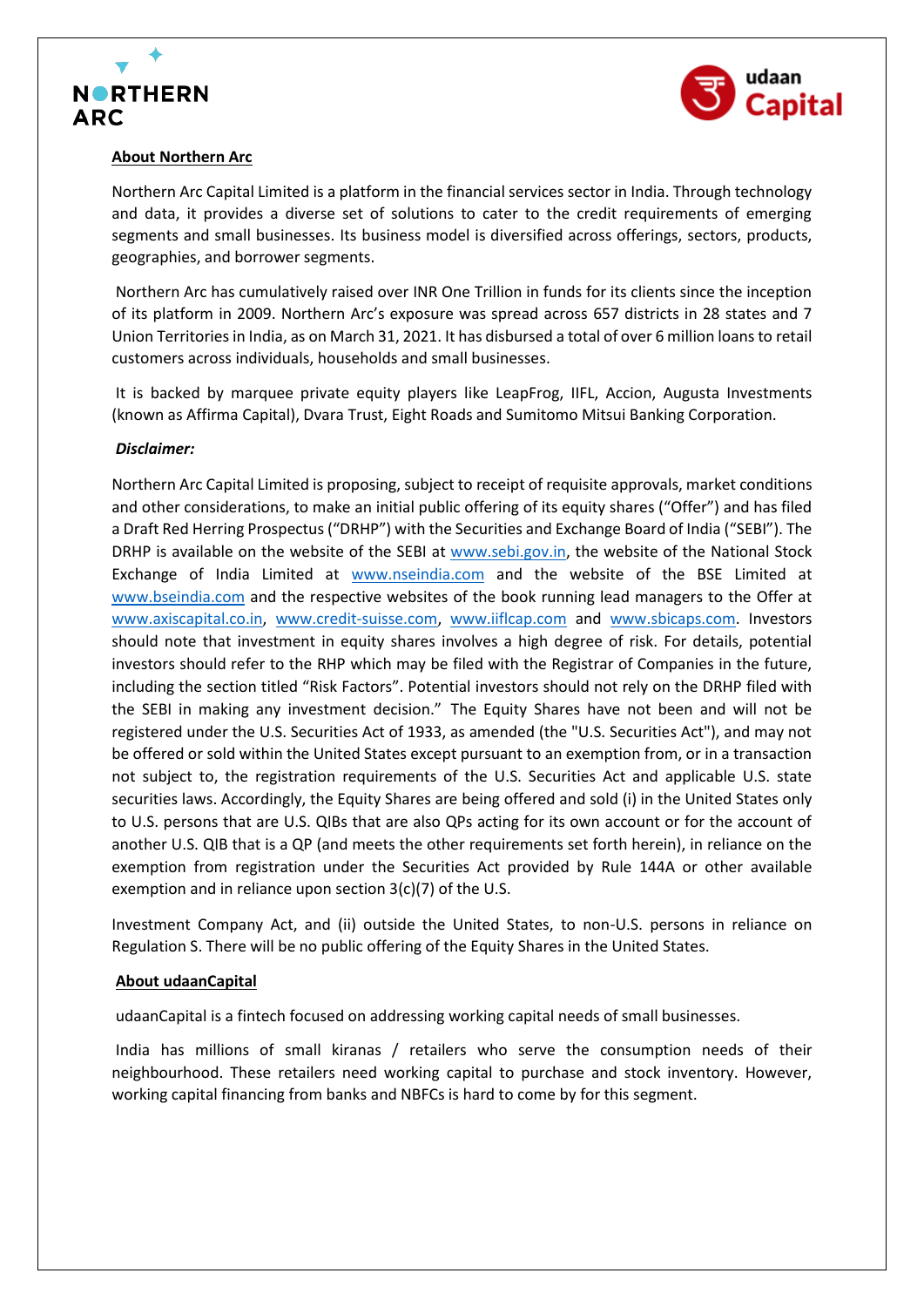**About Northern Arc**

Northern Arc Capital Limited is a platform in the financial services sector in India. Through technology and data, it provides a diverse set of solutions to cater to the credit requirements of emerging segments and small businesses. Its business model is diversified across offerings, sectors, products, geographies, and borrower segments.

Northern Arc has cumulatively raised over INR One Trillion in funds for its clients since the inception of its platform in 2009. Northern Arc's exposure was spread across 657 districts in 28 states and 7 Union Territories in India, as on March 31, 2021. It has disbursed a total of over 6 million loans to retail customers across individuals, households and small businesses.

It is backed by marquee private equity players like LeapFrog, IIFL, Accion, Augusta Investments (known as Affirma Capital), Dvara Trust, Eight Roads and Sumitomo Mitsui Banking Corporation.

***Disclaimer:***

Northern Arc Capital Limited is proposing, subject to receipt of requisite approvals, market conditions and other considerations, to make an initial public offering of its equity shares ("Offer") and has filed a Draft Red Herring Prospectus ("DRHP") with the Securities and Exchange Board of India ("SEBI"). The DRHP is available on the website of the SEBI at www.sebi.gov.in, the website of the National Stock Exchange of India Limited at www.nseindia.com and the website of the BSE Limited at www.bseindia.com and the respective websites of the book running lead managers to the Offer at www.axiscapital.co.in, www.credit-suisse.com, www.iiflcap.com and www.sbicaps.com. Investors should note that investment in equity shares involves a high degree of risk. For details, potential investors should refer to the RHP which may be filed with the Registrar of Companies in the future, including the section titled "Risk Factors". Potential investors should not rely on the DRHP filed with the SEBI in making any investment decision." The Equity Shares have not been and will not be registered under the U.S. Securities Act of 1933, as amended (the "U.S. Securities Act"), and may not be offered or sold within the United States except pursuant to an exemption from, or in a transaction not subject to, the registration requirements of the U.S. Securities Act and applicable U.S. state securities laws. Accordingly, the Equity Shares are being offered and sold (i) in the United States only to U.S. persons that are U.S. QIBs that are also QPs acting for its own account or for the account of another U.S. QIB that is a QP (and meets the other requirements set forth herein), in reliance on the exemption from registration under the Securities Act provided by Rule 144A or other available exemption and in reliance upon section 3(c)(7) of the U.S.

Investment Company Act, and (ii) outside the United States, to non-U.S. persons in reliance on Regulation S. There will be no public offering of the Equity Shares in the United States.

**About udaanCapital**

udaanCapital is a fintech focused on addressing working capital needs of small businesses.

India has millions of small kiranas / retailers who serve the consumption needs of their neighbourhood. These retailers need working capital to purchase and stock inventory. However, working capital financing from banks and NBFCs is hard to come by for this segment.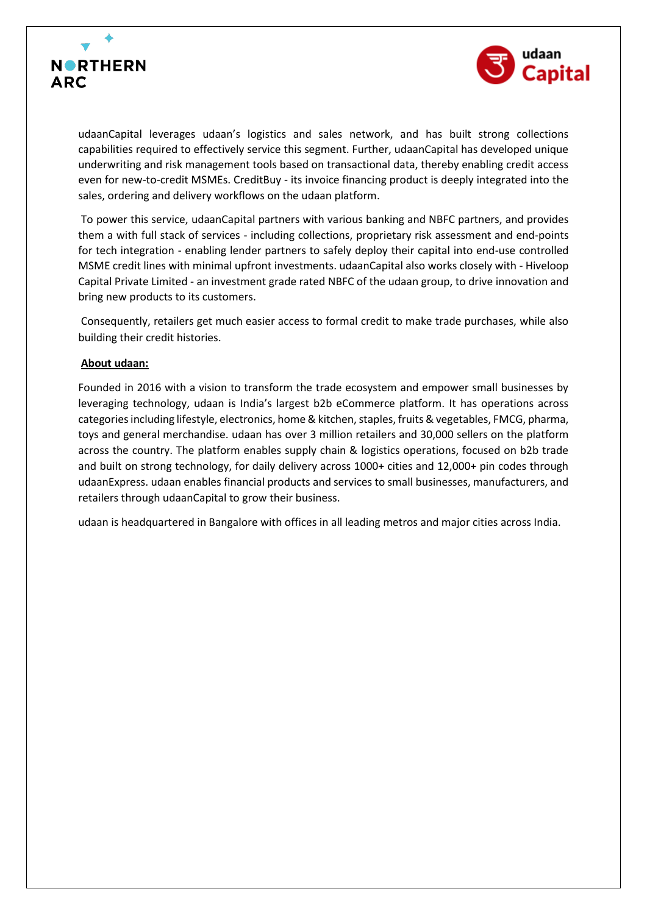udaanCapital leverages udaan's logistics and sales network, and has built strong collections capabilities required to effectively service this segment. Further, udaanCapital has developed unique underwriting and risk management tools based on transactional data, thereby enabling credit access even for new-to-credit MSMEs. CreditBuy - its invoice financing product is deeply integrated into the sales, ordering and delivery workflows on the udaan platform.

To power this service, udaanCapital partners with various banking and NBFC partners, and provides them a with full stack of services - including collections, proprietary risk assessment and end-points for tech integration - enabling lender partners to safely deploy their capital into end-use controlled MSME credit lines with minimal upfront investments. udaanCapital also works closely with - Hiveloop Capital Private Limited - an investment grade rated NBFC of the udaan group, to drive innovation and bring new products to its customers.

Consequently, retailers get much easier access to formal credit to make trade purchases, while also building their credit histories.

**About udaan:**

Founded in 2016 with a vision to transform the trade ecosystem and empower small businesses by leveraging technology, udaan is India's largest b2b eCommerce platform. It has operations across categories including lifestyle, electronics, home & kitchen, staples, fruits & vegetables, FMCG, pharma, toys and general merchandise. udaan has over 3 million retailers and 30,000 sellers on the platform across the country. The platform enables supply chain & logistics operations, focused on b2b trade and built on strong technology, for daily delivery across 1000+ cities and 12,000+ pin codes through udaanExpress. udaan enables financial products and services to small businesses, manufacturers, and retailers through udaanCapital to grow their business.

udaan is headquartered in Bangalore with offices in all leading metros and major cities across India.